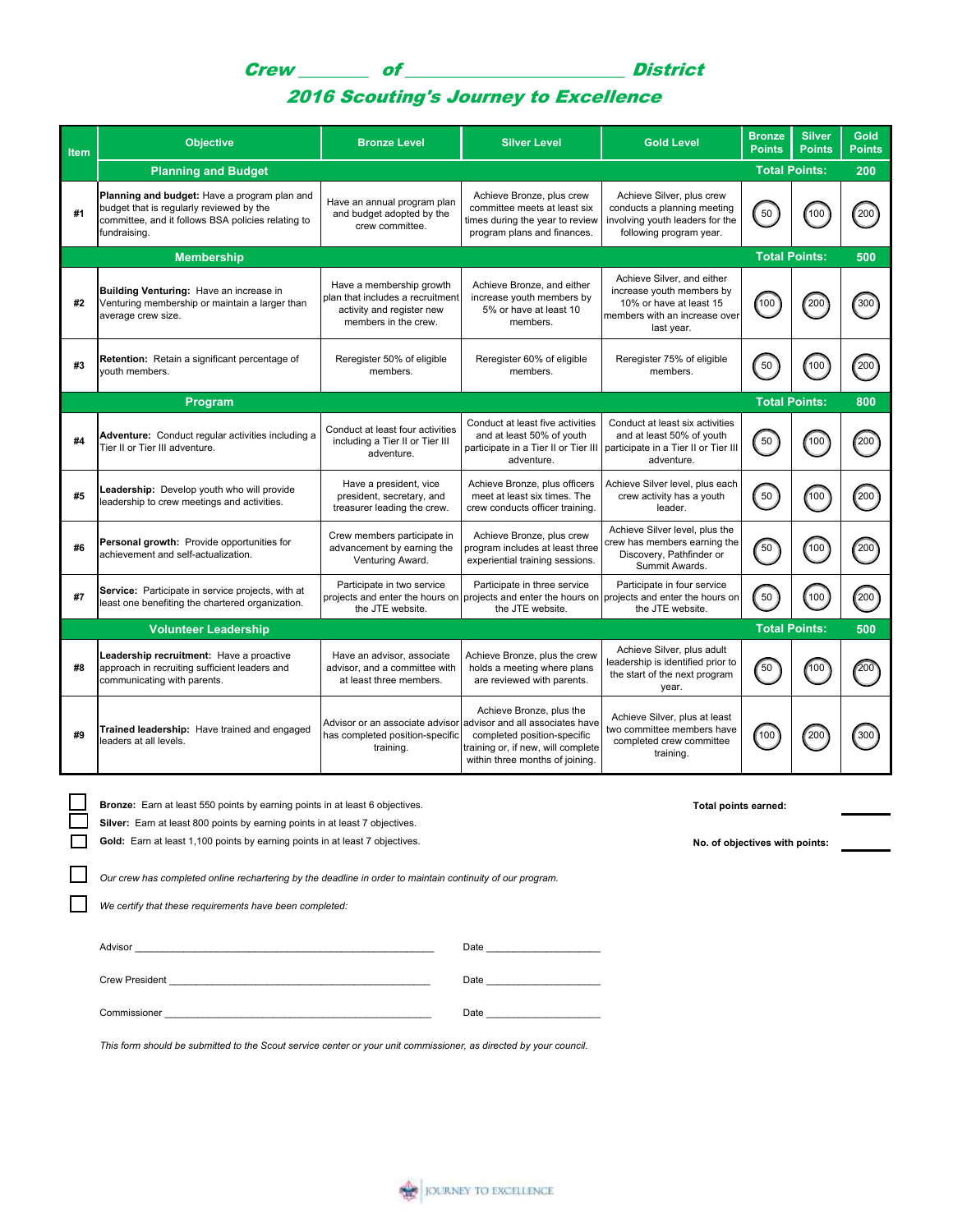# Crew _______ of _______________________ District

## 2016 Scouting's Journey to Excellence

| Item | Objective | Bronze Level | Silver Level | Gold Level | Bronze Points | Silver Points | Gold Points |
|---|---|---|---|---|---|---|---|
| | **Planning and Budget** | | | | **Total Points:** | | **200** |
| #1 | **Planning and budget:** Have a program plan and budget that is regularly reviewed by the committee, and it follows BSA policies relating to fundraising. | Have an annual program plan and budget adopted by the crew committee. | Achieve Bronze, plus crew committee meets at least six times during the year to review program plans and finances. | Achieve Silver, plus crew conducts a planning meeting involving youth leaders for the following program year. | 50 | 100 | 200 |
| | **Membership** | | | | **Total Points:** | | **500** |
| #2 | **Building Venturing:** Have an increase in Venturing membership or maintain a larger than average crew size. | Have a membership growth plan that includes a recruitment activity and register new members in the crew. | Achieve Bronze, and either increase youth members by 5% or have at least 10 members. | Achieve Silver, and either increase youth members by 10% or have at least 15 members with an increase over last year. | 100 | 200 | 300 |
| #3 | **Retention:** Retain a significant percentage of youth members. | Reregister 50% of eligible members. | Reregister 60% of eligible members. | Reregister 75% of eligible members. | 50 | 100 | 200 |
| | **Program** | | | | **Total Points:** | | **800** |
| #4 | **Adventure:** Conduct regular activities including a Tier II or Tier III adventure. | Conduct at least four activities including a Tier II or Tier III adventure. | Conduct at least five activities and at least 50% of youth participate in a Tier II or Tier III adventure. | Conduct at least six activities and at least 50% of youth participate in a Tier II or Tier III adventure. | 50 | 100 | 200 |
| #5 | **Leadership:** Develop youth who will provide leadership to crew meetings and activities. | Have a president, vice president, secretary, and treasurer leading the crew. | Achieve Bronze, plus officers meet at least six times. The crew conducts officer training. | Achieve Silver level, plus each crew activity has a youth leader. | 50 | 100 | 200 |
| #6 | **Personal growth:** Provide opportunities for achievement and self-actualization. | Crew members participate in advancement by earning the Venturing Award. | Achieve Bronze, plus crew program includes at least three experiential training sessions. | Achieve Silver level, plus the crew has members earning the Discovery, Pathfinder or Summit Awards. | 50 | 100 | 200 |
| #7 | **Service:** Participate in service projects, with at least one benefiting the chartered organization. | Participate in two service projects and enter the hours on the JTE website. | Participate in three service projects and enter the hours on the JTE website. | Participate in four service projects and enter the hours on the JTE website. | 50 | 100 | 200 |
| | **Volunteer Leadership** | | | | **Total Points:** | | **500** |
| #8 | **Leadership recruitment:** Have a proactive approach in recruiting sufficient leaders and communicating with parents. | Have an advisor, associate advisor, and a committee with at least three members. | Achieve Bronze, plus the crew holds a meeting where plans are reviewed with parents. | Achieve Silver, plus adult leadership is identified prior to the start of the next program year. | 50 | 100 | 200 |
| #9 | **Trained leadership:** Have trained and engaged leaders at all levels. | Advisor or an associate advisor has completed position-specific training. | Achieve Bronze, plus the advisor and all associates have completed position-specific training or, if new, will complete within three months of joining. | Achieve Silver, plus at least two committee members have completed crew committee training. | 100 | 200 | 300 |

☐ **Bronze:** Earn at least 550 points by earning points in at least 6 objectives.
☐ **Silver:** Earn at least 800 points by earning points in at least 7 objectives.
☐ **Gold:** Earn at least 1,100 points by earning points in at least 7 objectives.

**Total points earned:** _______

**No. of objectives with points:** _______

☐ *Our crew has completed online rechartering by the deadline in order to maintain continuity of our program.*

☐ *We certify that these requirements have been completed:*

Advisor _______________________________________________ Date ____________________

Crew President _________________________________________ Date ____________________

Commissioner __________________________________________ Date ____________________

*This form should be submitted to the Scout service center or your unit commissioner, as directed by your council.*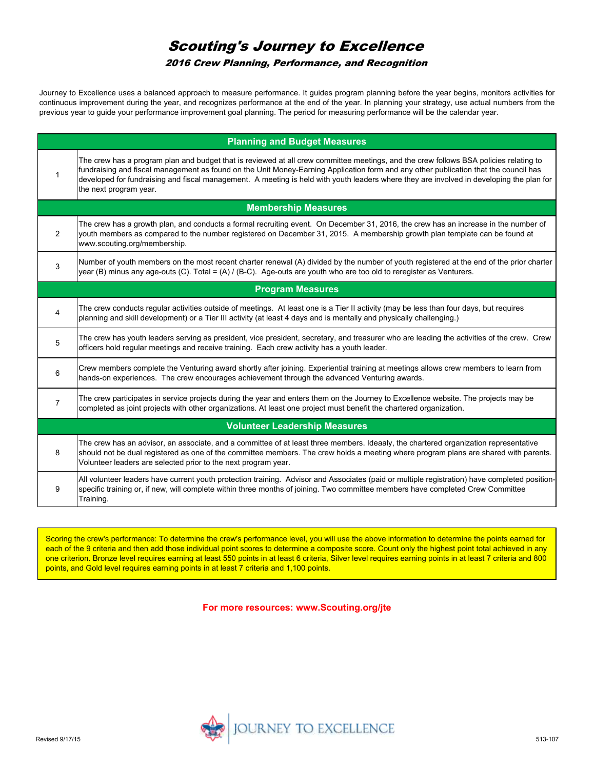# Scouting's Journey to Excellence

### *2016 Crew Planning, Performance, and Recognition*

Journey to Excellence uses a balanced approach to measure performance. It guides program planning before the year begins, monitors activities for continuous improvement during the year, and recognizes performance at the end of the year. In planning your strategy, use actual numbers from the previous year to guide your performance improvement goal planning. The period for measuring performance will be the calendar year.

| | |
|---|---|
| **Planning and Budget Measures** | |
| 1 | The crew has a program plan and budget that is reviewed at all crew committee meetings, and the crew follows BSA policies relating to fundraising and fiscal management as found on the Unit Money-Earning Application form and any other publication that the council has developed for fundraising and fiscal management. A meeting is held with youth leaders where they are involved in developing the plan for the next program year. |
| **Membership Measures** | |
| 2 | The crew has a growth plan, and conducts a formal recruiting event. On December 31, 2016, the crew has an increase in the number of youth members as compared to the number registered on December 31, 2015. A membership growth plan template can be found at www.scouting.org/membership. |
| 3 | Number of youth members on the most recent charter renewal (A) divided by the number of youth registered at the end of the prior charter year (B) minus any age-outs (C). Total = (A) / (B-C). Age-outs are youth who are too old to reregister as Venturers. |
| **Program Measures** | |
| 4 | The crew conducts regular activities outside of meetings. At least one is a Tier II activity (may be less than four days, but requires planning and skill development) or a Tier III activity (at least 4 days and is mentally and physically challenging.) |
| 5 | The crew has youth leaders serving as president, vice president, secretary, and treasurer who are leading the activities of the crew. Crew officers hold regular meetings and receive training. Each crew activity has a youth leader. |
| 6 | Crew members complete the Venturing award shortly after joining. Experiential training at meetings allows crew members to learn from hands-on experiences. The crew encourages achievement through the advanced Venturing awards. |
| 7 | The crew participates in service projects during the year and enters them on the Journey to Excellence website. The projects may be completed as joint projects with other organizations. At least one project must benefit the chartered organization. |
| **Volunteer Leadership Measures** | |
| 8 | The crew has an advisor, an associate, and a committee of at least three members. Ideaaly, the chartered organization representative should not be dual registered as one of the committee members. The crew holds a meeting where program plans are shared with parents. Volunteer leaders are selected prior to the next program year. |
| 9 | All volunteer leaders have current youth protection training. Advisor and Associates (paid or multiple registration) have completed position-specific training or, if new, will complete within three months of joining. Two committee members have completed Crew Committee Training. |

Scoring the crew's performance: To determine the crew's performance level, you will use the above information to determine the points earned for each of the 9 criteria and then add those individual point scores to determine a composite score. Count only the highest point total achieved in any one criterion. Bronze level requires earning at least 550 points in at least 6 criteria, Silver level requires earning points in at least 7 criteria and 800 points, and Gold level requires earning points in at least 7 criteria and 1,100 points.

**For more resources: www.Scouting.org/jte**

JOURNEY TO EXCELLENCE

Revised 9/17/15

513-107